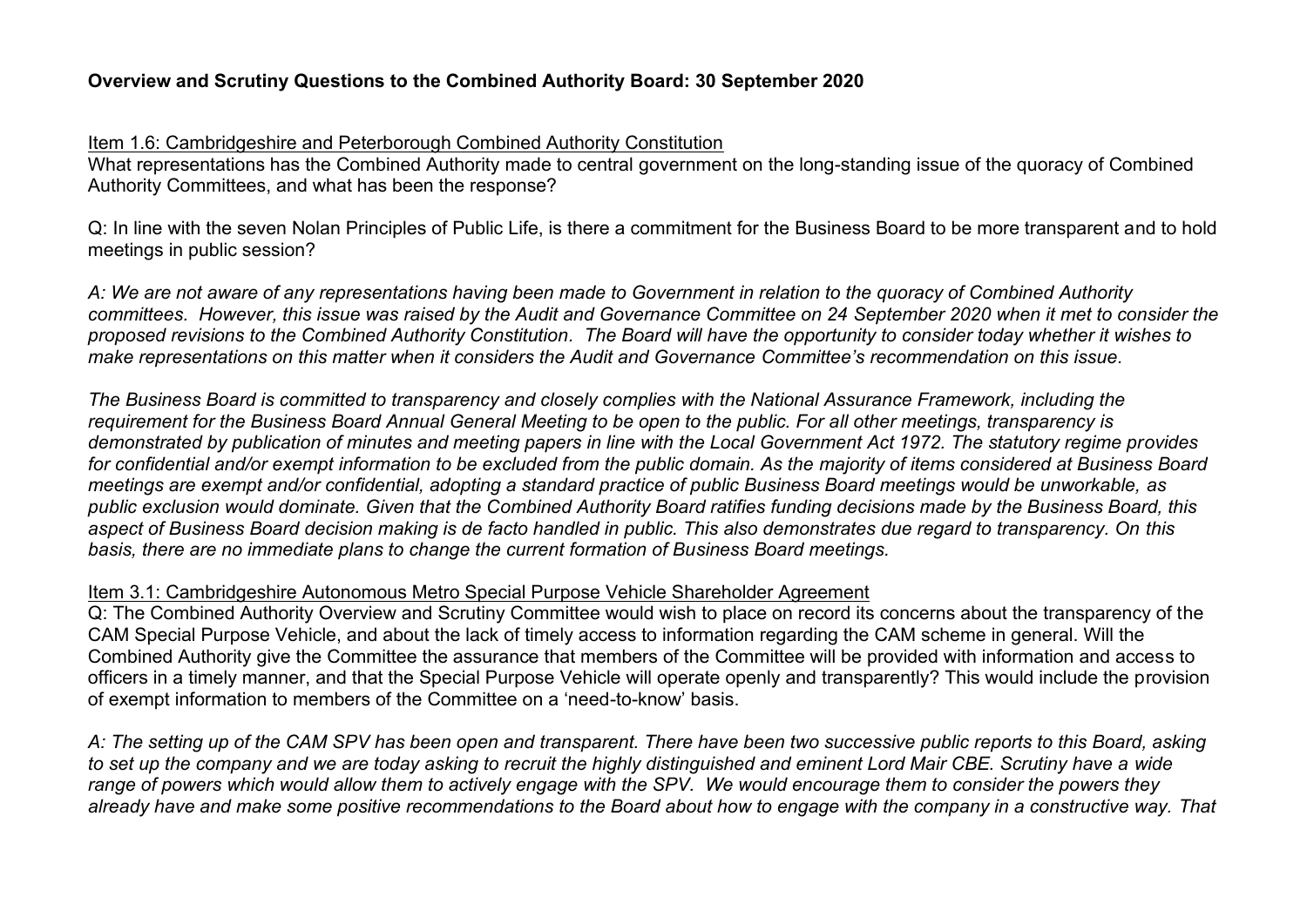**Overview and Scrutiny Questions to the Combined Authority Board: 30 September 2020**

Item 1.6: Cambridgeshire and Peterborough Combined Authority Constitution

What representations has the Combined Authority made to central government on the long-standing issue of the quoracy of Combined Authority Committees, and what has been the response?

Q: In line with the seven Nolan Principles of Public Life, is there a commitment for the Business Board to be more transparent and to hold meetings in public session?

*A: We are not aware of any representations having been made to Government in relation to the quoracy of Combined Authority committees. However, this issue was raised by the Audit and Governance Committee on 24 September 2020 when it met to consider the proposed revisions to the Combined Authority Constitution. The Board will have the opportunity to consider today whether it wishes to make representations on this matter when it considers the Audit and Governance Committee's recommendation on this issue.*

*The Business Board is committed to transparency and closely complies with the National Assurance Framework, including the requirement for the Business Board Annual General Meeting to be open to the public. For all other meetings, transparency is demonstrated by publication of minutes and meeting papers in line with the Local Government Act 1972. The statutory regime provides for confidential and/or exempt information to be excluded from the public domain. As the majority of items considered at Business Board meetings are exempt and/or confidential, adopting a standard practice of public Business Board meetings would be unworkable, as public exclusion would dominate. Given that the Combined Authority Board ratifies funding decisions made by the Business Board, this aspect of Business Board decision making is de facto handled in public. This also demonstrates due regard to transparency. On this basis, there are no immediate plans to change the current formation of Business Board meetings.*

Item 3.1: Cambridgeshire Autonomous Metro Special Purpose Vehicle Shareholder Agreement

Q: The Combined Authority Overview and Scrutiny Committee would wish to place on record its concerns about the transparency of the CAM Special Purpose Vehicle, and about the lack of timely access to information regarding the CAM scheme in general. Will the Combined Authority give the Committee the assurance that members of the Committee will be provided with information and access to officers in a timely manner, and that the Special Purpose Vehicle will operate openly and transparently? This would include the provision of exempt information to members of the Committee on a 'need-to-know' basis.

*A: The setting up of the CAM SPV has been open and transparent. There have been two successive public reports to this Board, asking to set up the company and we are today asking to recruit the highly distinguished and eminent Lord Mair CBE. Scrutiny have a wide range of powers which would allow them to actively engage with the SPV. We would encourage them to consider the powers they already have and make some positive recommendations to the Board about how to engage with the company in a constructive way. That*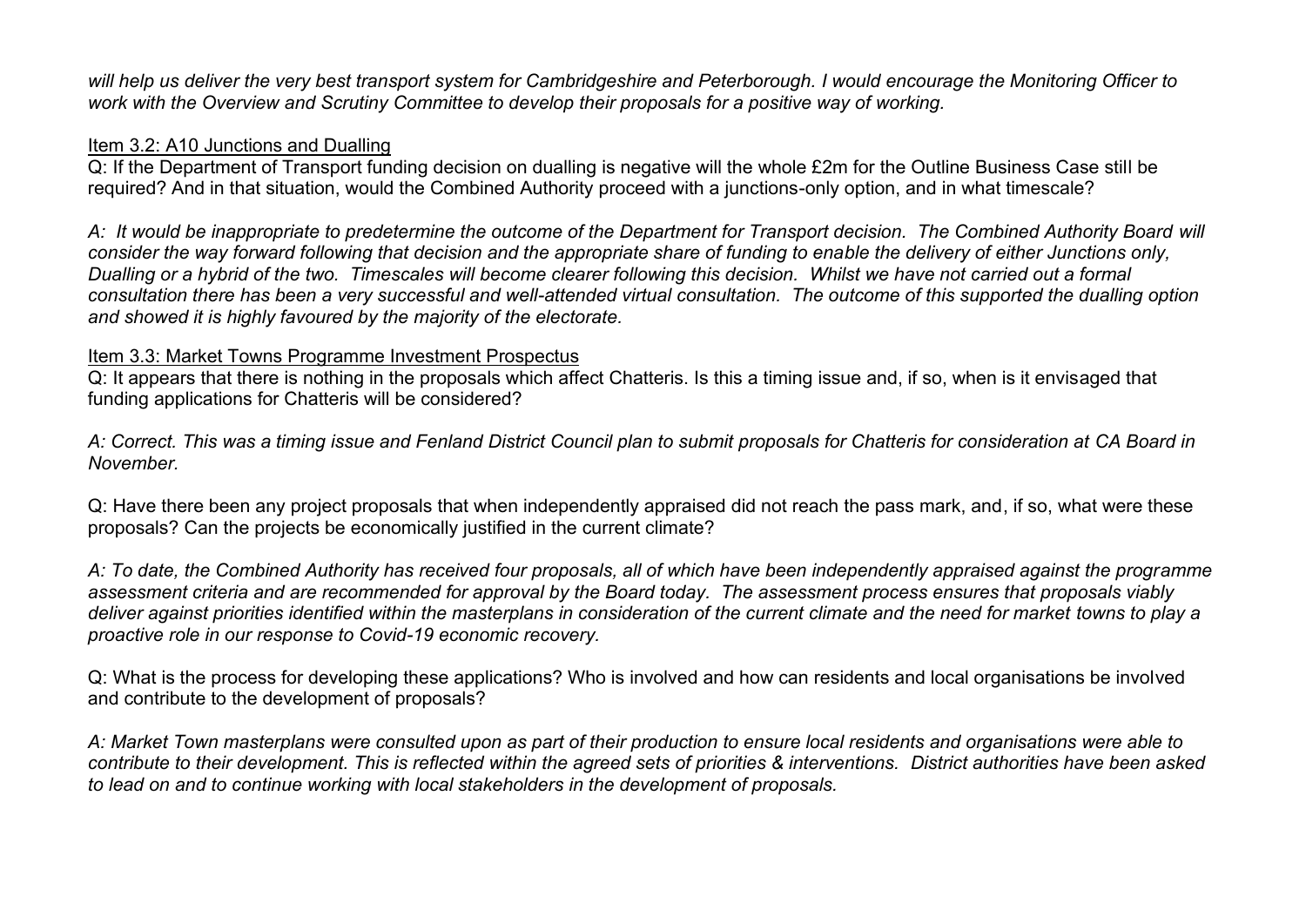*will help us deliver the very best transport system for Cambridgeshire and Peterborough. I would encourage the Monitoring Officer to work with the Overview and Scrutiny Committee to develop their proposals for a positive way of working.*

<u>Item 3.2: A10 Junctions and Dualling</u>

Q: If the Department of Transport funding decision on dualling is negative will the whole £2m for the Outline Business Case still be required? And in that situation, would the Combined Authority proceed with a junctions-only option, and in what timescale?

*A: It would be inappropriate to predetermine the outcome of the Department for Transport decision. The Combined Authority Board will consider the way forward following that decision and the appropriate share of funding to enable the delivery of either Junctions only, Dualling or a hybrid of the two. Timescales will become clearer following this decision. Whilst we have not carried out a formal consultation there has been a very successful and well-attended virtual consultation. The outcome of this supported the dualling option and showed it is highly favoured by the majority of the electorate.*

<u>Item 3.3: Market Towns Programme Investment Prospectus</u>

Q: It appears that there is nothing in the proposals which affect Chatteris. Is this a timing issue and, if so, when is it envisaged that funding applications for Chatteris will be considered?

*A: Correct. This was a timing issue and Fenland District Council plan to submit proposals for Chatteris for consideration at CA Board in November.*

Q: Have there been any project proposals that when independently appraised did not reach the pass mark, and, if so, what were these proposals? Can the projects be economically justified in the current climate?

*A: To date, the Combined Authority has received four proposals, all of which have been independently appraised against the programme assessment criteria and are recommended for approval by the Board today. The assessment process ensures that proposals viably deliver against priorities identified within the masterplans in consideration of the current climate and the need for market towns to play a proactive role in our response to Covid-19 economic recovery.*

Q: What is the process for developing these applications? Who is involved and how can residents and local organisations be involved and contribute to the development of proposals?

*A: Market Town masterplans were consulted upon as part of their production to ensure local residents and organisations were able to contribute to their development. This is reflected within the agreed sets of priorities & interventions. District authorities have been asked to lead on and to continue working with local stakeholders in the development of proposals.*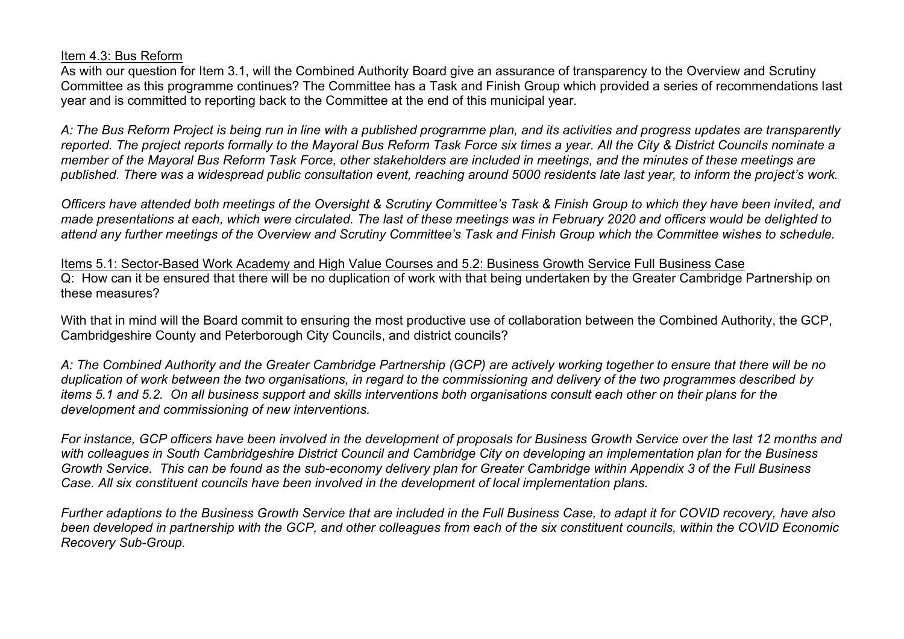<u>Item 4.3: Bus Reform</u>

As with our question for Item 3.1, will the Combined Authority Board give an assurance of transparency to the Overview and Scrutiny Committee as this programme continues? The Committee has a Task and Finish Group which provided a series of recommendations last year and is committed to reporting back to the Committee at the end of this municipal year.

*A: The Bus Reform Project is being run in line with a published programme plan, and its activities and progress updates are transparently reported. The project reports formally to the Mayoral Bus Reform Task Force six times a year. All the City & District Councils nominate a member of the Mayoral Bus Reform Task Force, other stakeholders are included in meetings, and the minutes of these meetings are published. There was a widespread public consultation event, reaching around 5000 residents late last year, to inform the project's work.*

*Officers have attended both meetings of the Oversight & Scrutiny Committee's Task & Finish Group to which they have been invited, and made presentations at each, which were circulated. The last of these meetings was in February 2020 and officers would be delighted to attend any further meetings of the Overview and Scrutiny Committee's Task and Finish Group which the Committee wishes to schedule.*

<u>Items 5.1: Sector-Based Work Academy and High Value Courses and 5.2: Business Growth Service Full Business Case</u>

Q: How can it be ensured that there will be no duplication of work with that being undertaken by the Greater Cambridge Partnership on these measures?

With that in mind will the Board commit to ensuring the most productive use of collaboration between the Combined Authority, the GCP, Cambridgeshire County and Peterborough City Councils, and district councils?

*A: The Combined Authority and the Greater Cambridge Partnership (GCP) are actively working together to ensure that there will be no duplication of work between the two organisations, in regard to the commissioning and delivery of the two programmes described by items 5.1 and 5.2. On all business support and skills interventions both organisations consult each other on their plans for the development and commissioning of new interventions.*

*For instance, GCP officers have been involved in the development of proposals for Business Growth Service over the last 12 months and with colleagues in South Cambridgeshire District Council and Cambridge City on developing an implementation plan for the Business Growth Service. This can be found as the sub-economy delivery plan for Greater Cambridge within Appendix 3 of the Full Business Case. All six constituent councils have been involved in the development of local implementation plans.*

*Further adaptions to the Business Growth Service that are included in the Full Business Case, to adapt it for COVID recovery, have also been developed in partnership with the GCP, and other colleagues from each of the six constituent councils, within the COVID Economic Recovery Sub-Group.*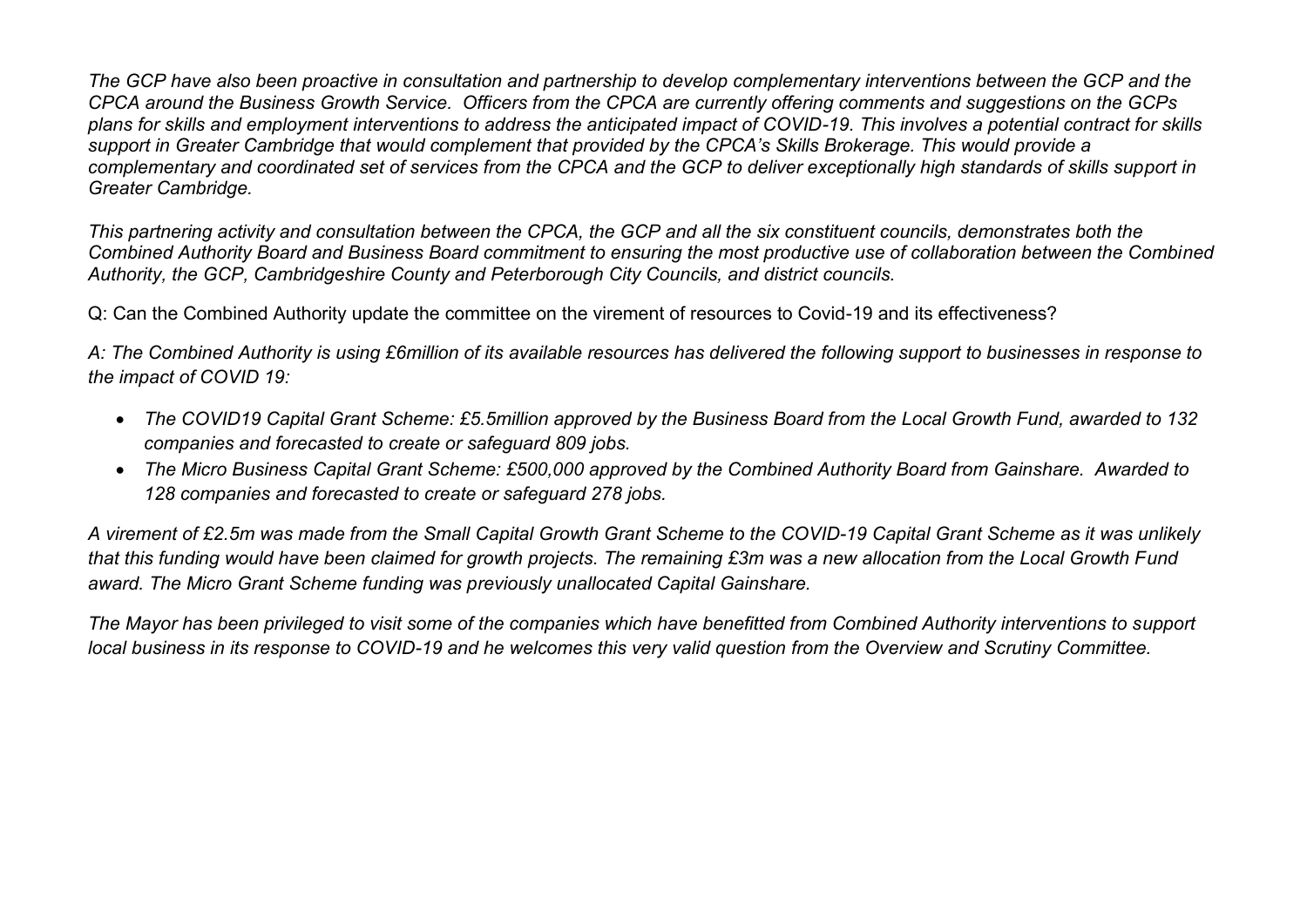*The GCP have also been proactive in consultation and partnership to develop complementary interventions between the GCP and the CPCA around the Business Growth Service. Officers from the CPCA are currently offering comments and suggestions on the GCPs plans for skills and employment interventions to address the anticipated impact of COVID-19. This involves a potential contract for skills support in Greater Cambridge that would complement that provided by the CPCA's Skills Brokerage. This would provide a complementary and coordinated set of services from the CPCA and the GCP to deliver exceptionally high standards of skills support in Greater Cambridge.*

*This partnering activity and consultation between the CPCA, the GCP and all the six constituent councils, demonstrates both the Combined Authority Board and Business Board commitment to ensuring the most productive use of collaboration between the Combined Authority, the GCP, Cambridgeshire County and Peterborough City Councils, and district councils.*

Q: Can the Combined Authority update the committee on the virement of resources to Covid-19 and its effectiveness?

*A: The Combined Authority is using £6million of its available resources has delivered the following support to businesses in response to the impact of COVID 19:*

- *The COVID19 Capital Grant Scheme: £5.5million approved by the Business Board from the Local Growth Fund, awarded to 132 companies and forecasted to create or safeguard 809 jobs.*
- *The Micro Business Capital Grant Scheme: £500,000 approved by the Combined Authority Board from Gainshare. Awarded to 128 companies and forecasted to create or safeguard 278 jobs.*

*A virement of £2.5m was made from the Small Capital Growth Grant Scheme to the COVID-19 Capital Grant Scheme as it was unlikely that this funding would have been claimed for growth projects. The remaining £3m was a new allocation from the Local Growth Fund award. The Micro Grant Scheme funding was previously unallocated Capital Gainshare.*

*The Mayor has been privileged to visit some of the companies which have benefitted from Combined Authority interventions to support local business in its response to COVID-19 and he welcomes this very valid question from the Overview and Scrutiny Committee.*